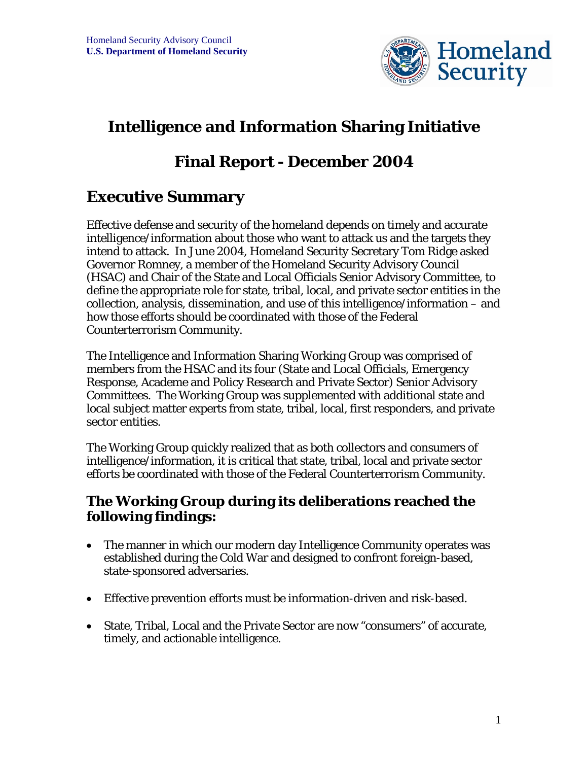Homeland Security Advisory Council
**U.S. Department of Homeland Security**

# Intelligence and Information Sharing Initiative

# Final Report - December 2004

## Executive Summary

Effective defense and security of the homeland depends on timely and accurate intelligence/information about those who want to attack us and the targets they intend to attack. In June 2004, Homeland Security Secretary Tom Ridge asked Governor Romney, a member of the Homeland Security Advisory Council (HSAC) and Chair of the State and Local Officials Senior Advisory Committee, to define the appropriate role for state, tribal, local, and private sector entities in the collection, analysis, dissemination, and use of this intelligence/information – and how those efforts should be coordinated with those of the Federal Counterterrorism Community.

The Intelligence and Information Sharing Working Group was comprised of members from the HSAC and its four (State and Local Officials, Emergency Response, Academe and Policy Research and Private Sector) Senior Advisory Committees. The Working Group was supplemented with additional state and local subject matter experts from state, tribal, local, first responders, and private sector entities.

The Working Group quickly realized that as both collectors and consumers of intelligence/information, it is critical that state, tribal, local and private sector efforts be coordinated with those of the Federal Counterterrorism Community.

### The Working Group during its deliberations reached the following findings:

- The manner in which our modern day Intelligence Community operates was established during the Cold War and designed to confront foreign-based, state-sponsored adversaries.
- Effective prevention efforts must be information-driven and risk-based.
- State, Tribal, Local and the Private Sector are now "consumers" of accurate, timely, and actionable intelligence.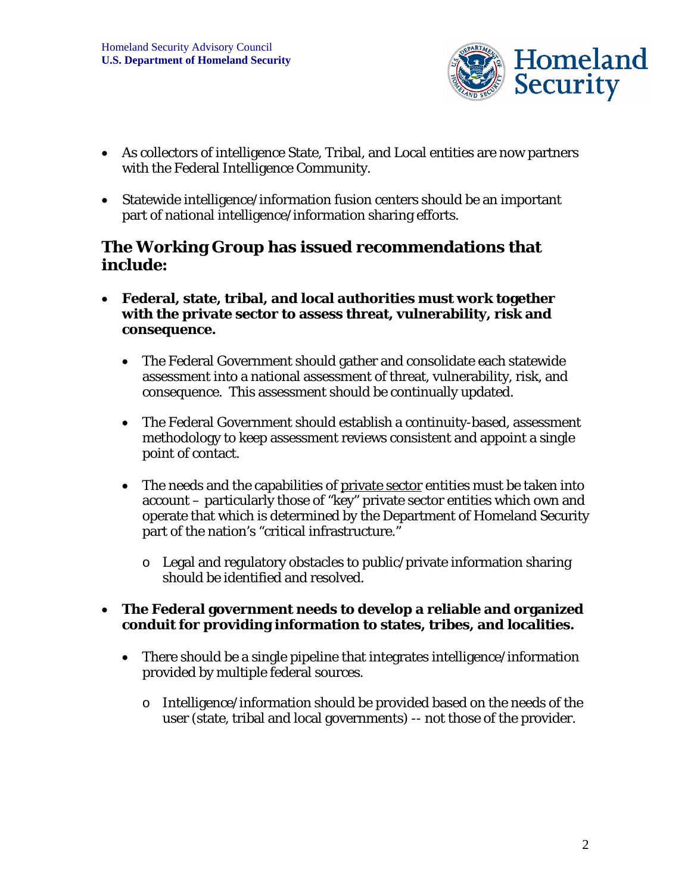- As collectors of intelligence State, Tribal, and Local entities are now partners with the Federal Intelligence Community.

- Statewide intelligence/information fusion centers should be an important part of national intelligence/information sharing efforts.

## The Working Group has issued recommendations that include:

- **Federal, state, tribal, and local authorities must work together with the private sector to assess threat, vulnerability, risk and consequence.**

  - The Federal Government should gather and consolidate each statewide assessment into a national assessment of threat, vulnerability, risk, and consequence. This assessment should be continually updated.

  - The Federal Government should establish a continuity-based, assessment methodology to keep assessment reviews consistent and appoint a single point of contact.

  - The needs and the capabilities of <u>private sector</u> entities must be taken into account – particularly those of "key" private sector entities which own and operate that which is determined by the Department of Homeland Security part of the nation's "critical infrastructure."

    - Legal and regulatory obstacles to public/private information sharing should be identified and resolved.

- **The Federal government needs to develop a reliable and organized conduit for providing information to states, tribes, and localities.**

  - There should be a single pipeline that integrates intelligence/information provided by multiple federal sources.

    - Intelligence/information should be provided based on the needs of the user (state, tribal and local governments) -- not those of the provider.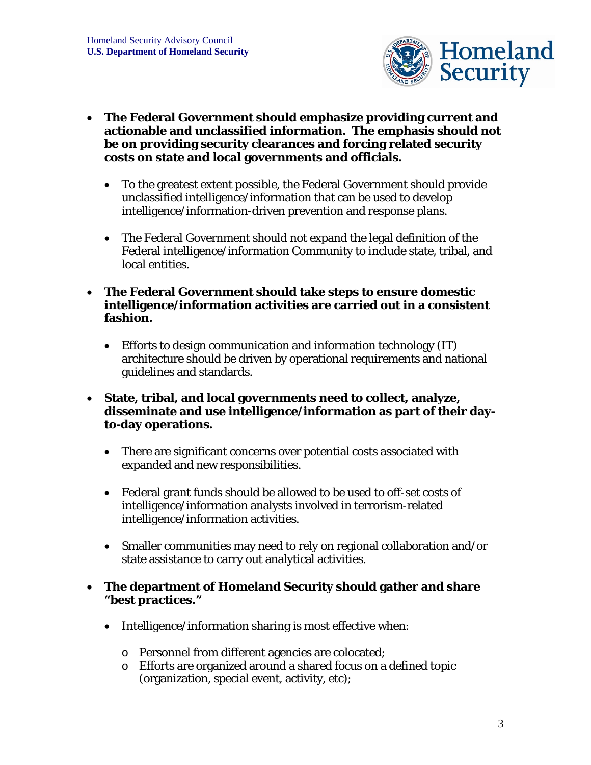- **The Federal Government should emphasize providing current and actionable and unclassified information. The emphasis should not be on providing security clearances and forcing related security costs on state and local governments and officials.**

  - To the greatest extent possible, the Federal Government should provide unclassified intelligence/information that can be used to develop intelligence/information-driven prevention and response plans.

  - The Federal Government should not expand the legal definition of the Federal intelligence/information Community to include state, tribal, and local entities.

- **The Federal Government should take steps to ensure domestic intelligence/information activities are carried out in a consistent fashion.**

  - Efforts to design communication and information technology (IT) architecture should be driven by operational requirements and national guidelines and standards.

- **State, tribal, and local governments need to collect, analyze, disseminate and use intelligence/information as part of their day-to-day operations.**

  - There are significant concerns over potential costs associated with expanded and new responsibilities.

  - Federal grant funds should be allowed to be used to off-set costs of intelligence/information analysts involved in terrorism-related intelligence/information activities.

  - Smaller communities may need to rely on regional collaboration and/or state assistance to carry out analytical activities.

- **The department of Homeland Security should gather and share "best practices."**

  - Intelligence/information sharing is most effective when:

    - Personnel from different agencies are colocated;
    - Efforts are organized around a shared focus on a defined topic (organization, special event, activity, etc);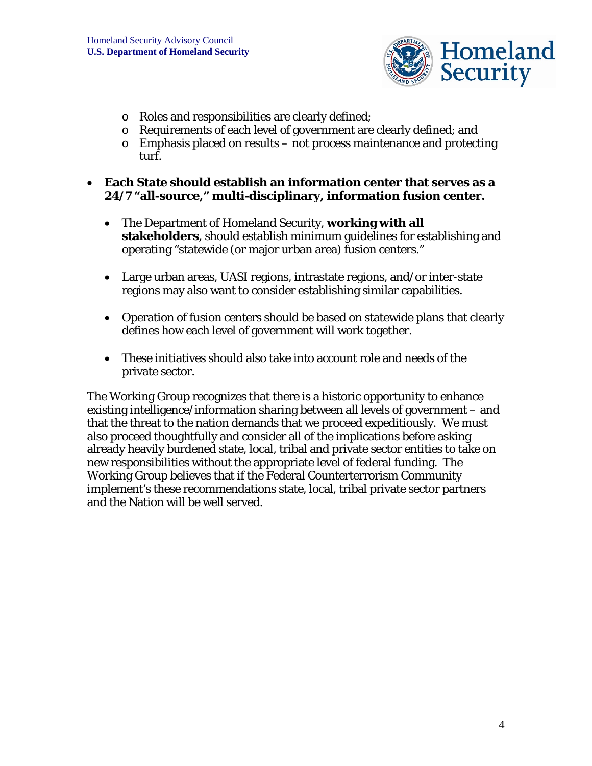- Roles and responsibilities are clearly defined;
  - Requirements of each level of government are clearly defined; and
  - Emphasis placed on results – not process maintenance and protecting turf.

- **Each State should establish an information center that serves as a 24/7 "all-source," multi-disciplinary, information fusion center.**

  - The Department of Homeland Security, **working with all stakeholders**, should establish minimum guidelines for establishing and operating "statewide (or major urban area) fusion centers."

  - Large urban areas, UASI regions, intrastate regions, and/or inter-state regions may also want to consider establishing similar capabilities.

  - Operation of fusion centers should be based on statewide plans that clearly defines how each level of government will work together.

  - These initiatives should also take into account role and needs of the private sector.

The Working Group recognizes that there is a historic opportunity to enhance existing intelligence/information sharing between all levels of government – and that the threat to the nation demands that we proceed expeditiously. We must also proceed thoughtfully and consider all of the implications before asking already heavily burdened state, local, tribal and private sector entities to take on new responsibilities without the appropriate level of federal funding. The Working Group believes that if the Federal Counterterrorism Community implement's these recommendations state, local, tribal private sector partners and the Nation will be well served.